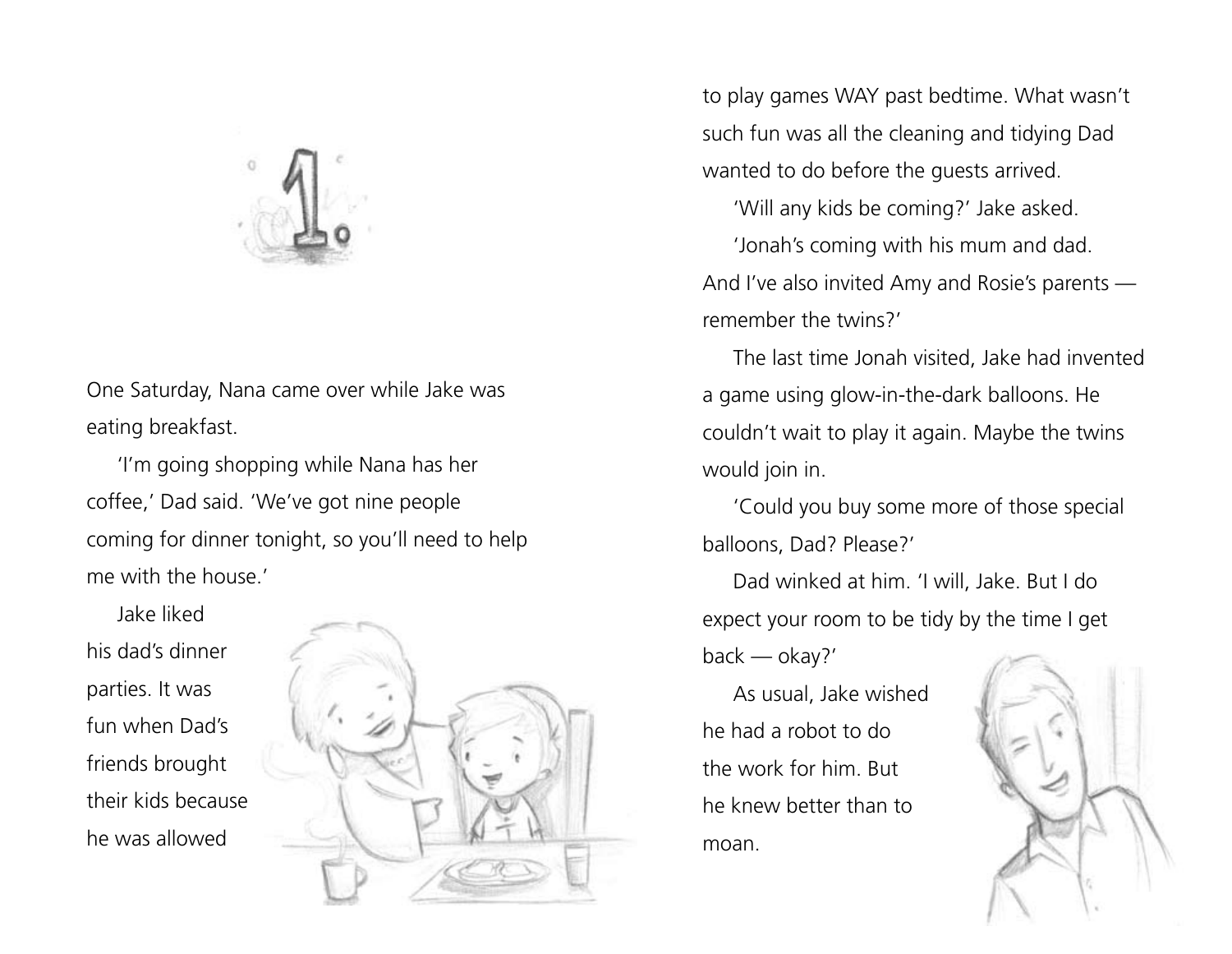# 1.

One Saturday, Nana came over while Jake was eating breakfast.

'I'm going shopping while Nana has her coffee,' Dad said. 'We've got nine people coming for dinner tonight, so you'll need to help me with the house.'

Jake liked his dad's dinner parties. It was fun when Dad's friends brought their kids because he was allowed to play games WAY past bedtime. What wasn't such fun was all the cleaning and tidying Dad wanted to do before the guests arrived.

'Will any kids be coming?' Jake asked.

'Jonah's coming with his mum and dad. And I've also invited Amy and Rosie's parents — remember the twins?'

The last time Jonah visited, Jake had invented a game using glow-in-the-dark balloons. He couldn't wait to play it again. Maybe the twins would join in.

'Could you buy some more of those special balloons, Dad? Please?'

Dad winked at him. 'I will, Jake. But I do expect your room to be tidy by the time I get back — okay?'

As usual, Jake wished he had a robot to do the work for him. But he knew better than to moan.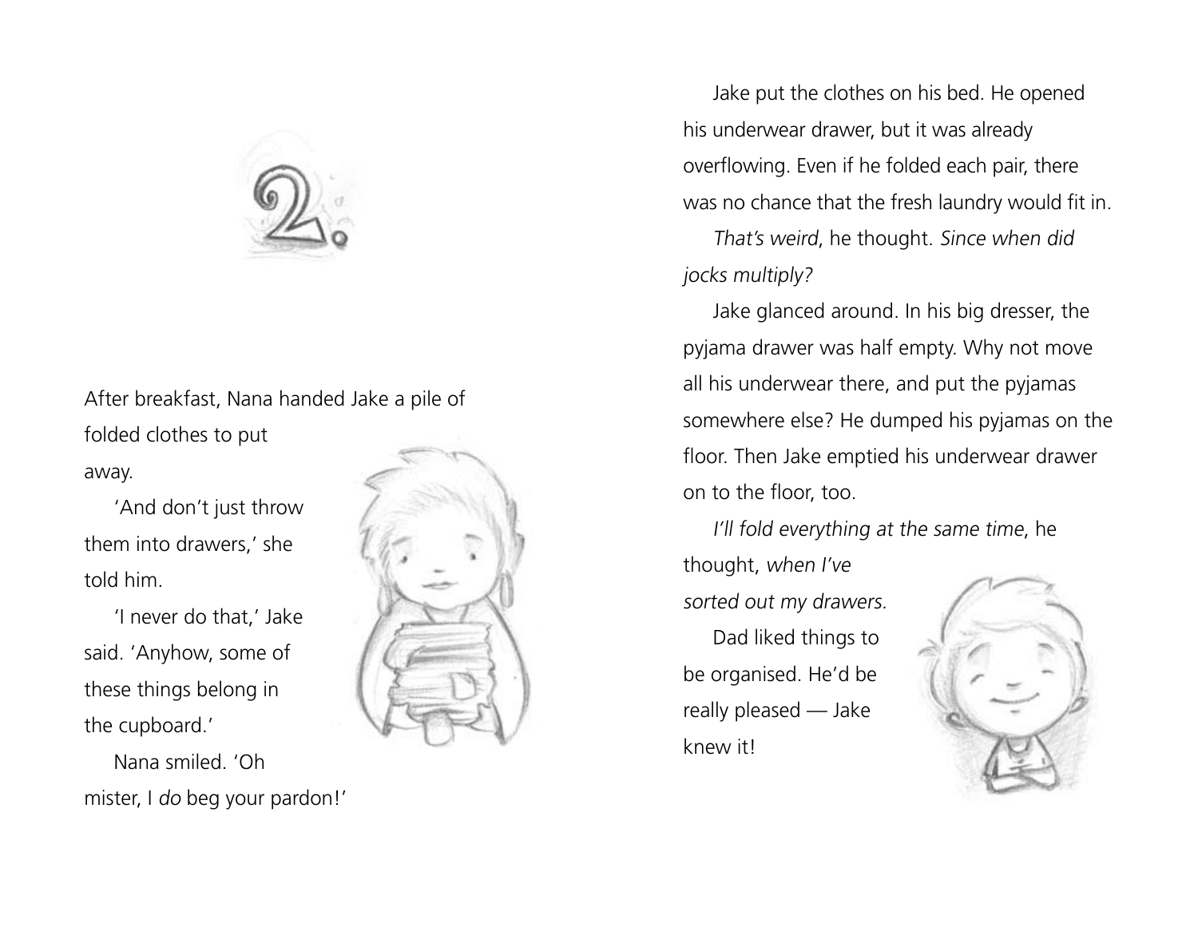# 2.

After breakfast, Nana handed Jake a pile of folded clothes to put away.

'And don't just throw them into drawers,' she told him.

'I never do that,' Jake said. 'Anyhow, some of these things belong in the cupboard.'

Nana smiled. 'Oh mister, I *do* beg your pardon!'

Jake put the clothes on his bed. He opened his underwear drawer, but it was already overflowing. Even if he folded each pair, there was no chance that the fresh laundry would fit in.

*That's weird*, he thought. *Since when did jocks multiply?*

Jake glanced around. In his big dresser, the pyjama drawer was half empty. Why not move all his underwear there, and put the pyjamas somewhere else? He dumped his pyjamas on the floor. Then Jake emptied his underwear drawer on to the floor, too.

*I'll fold everything at the same time*, he thought, *when I've sorted out my drawers.*

Dad liked things to be organised. He'd be really pleased — Jake knew it!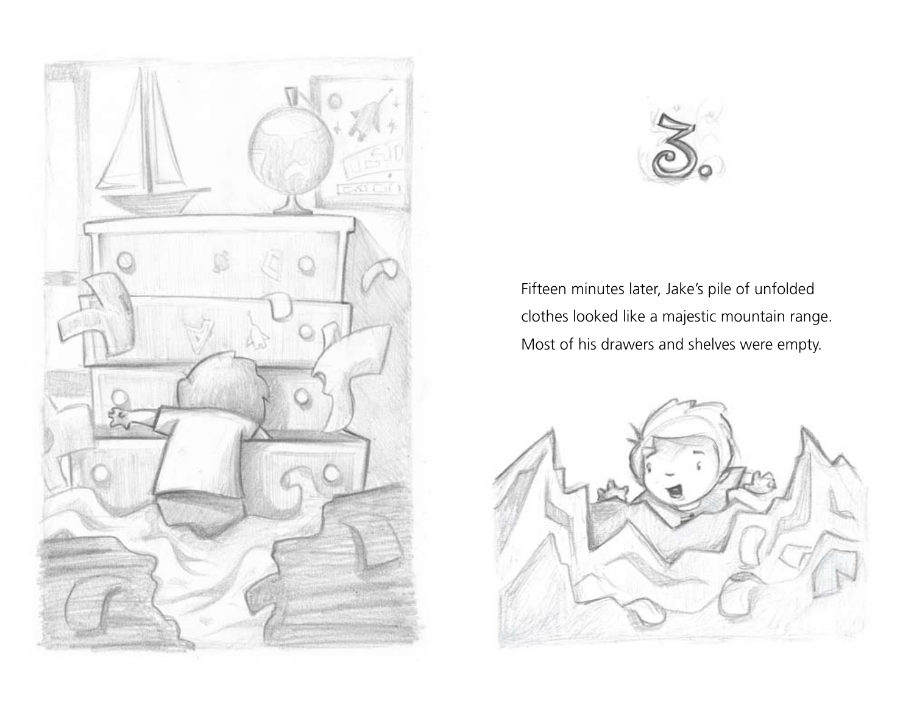# 3.

Fifteen minutes later, Jake's pile of unfolded clothes looked like a majestic mountain range. Most of his drawers and shelves were empty.